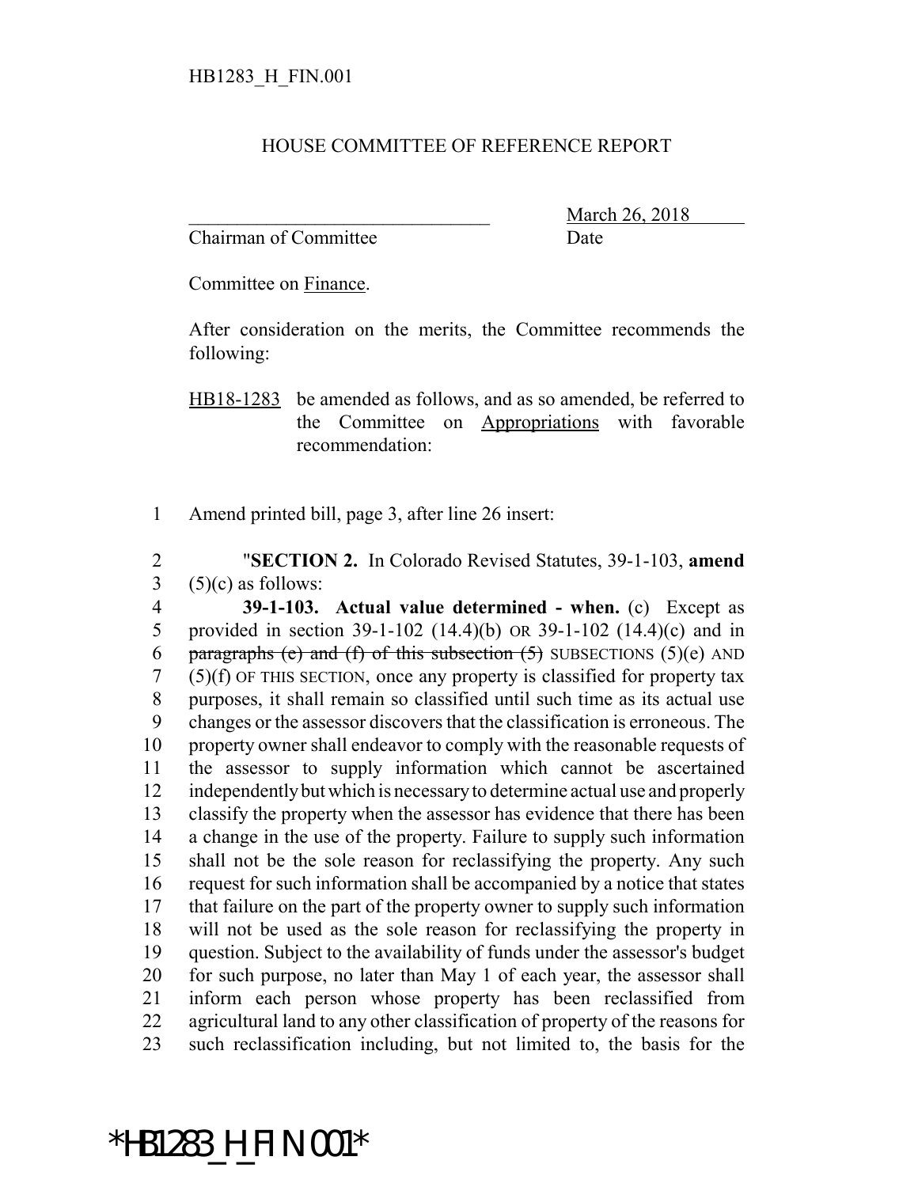HB1283_H_FIN.001

HOUSE COMMITTEE OF REFERENCE REPORT

_______________________________ March 26, 2018

Chairman of Committee Date

Committee on Finance.

After consideration on the merits, the Committee recommends the following:

HB18-1283 be amended as follows, and as so amended, be referred to the Committee on Appropriations with favorable recommendation:

1 Amend printed bill, page 3, after line 26 insert:

2 "**SECTION 2.** In Colorado Revised Statutes, 39-1-103, **amend**
3 (5)(c) as follows:

4 **39-1-103. Actual value determined - when.** (c) Except as
5 provided in section 39-1-102 (14.4)(b) OR 39-1-102 (14.4)(c) and in
6 ~~paragraphs (e) and (f) of this subsection (5)~~ SUBSECTIONS (5)(e) AND
7 (5)(f) OF THIS SECTION, once any property is classified for property tax
8 purposes, it shall remain so classified until such time as its actual use
9 changes or the assessor discovers that the classification is erroneous. The
10 property owner shall endeavor to comply with the reasonable requests of
11 the assessor to supply information which cannot be ascertained
12 independently but which is necessary to determine actual use and properly
13 classify the property when the assessor has evidence that there has been
14 a change in the use of the property. Failure to supply such information
15 shall not be the sole reason for reclassifying the property. Any such
16 request for such information shall be accompanied by a notice that states
17 that failure on the part of the property owner to supply such information
18 will not be used as the sole reason for reclassifying the property in
19 question. Subject to the availability of funds under the assessor's budget
20 for such purpose, no later than May 1 of each year, the assessor shall
21 inform each person whose property has been reclassified from
22 agricultural land to any other classification of property of the reasons for
23 such reclassification including, but not limited to, the basis for the

*HB1283_H_FIN.001*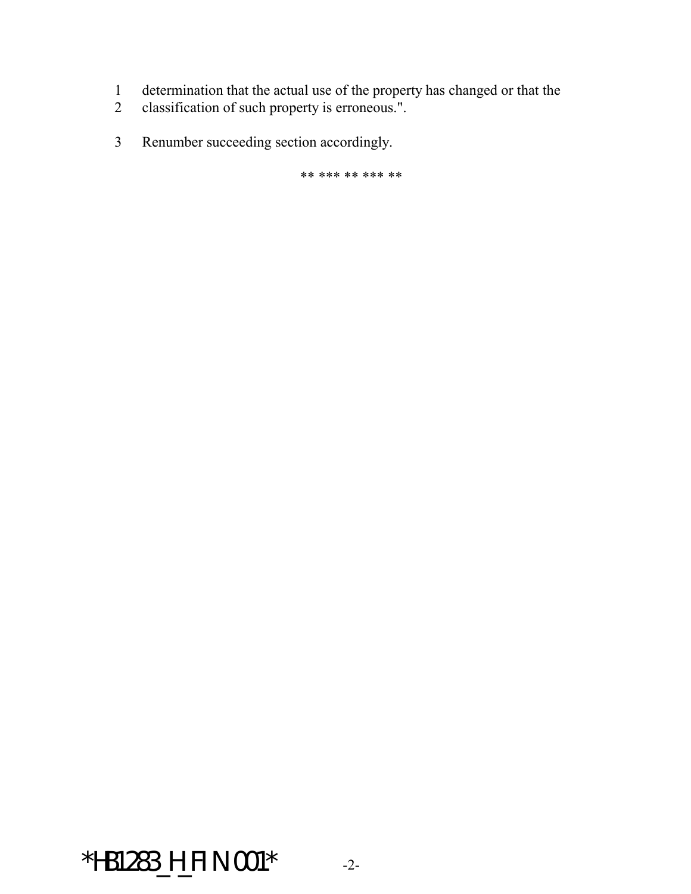1 determination that the actual use of the property has changed or that the
2 classification of such property is erroneous.".

3 Renumber succeeding section accordingly.

** *** ** *** **

*HB1283_H_FIN 001*